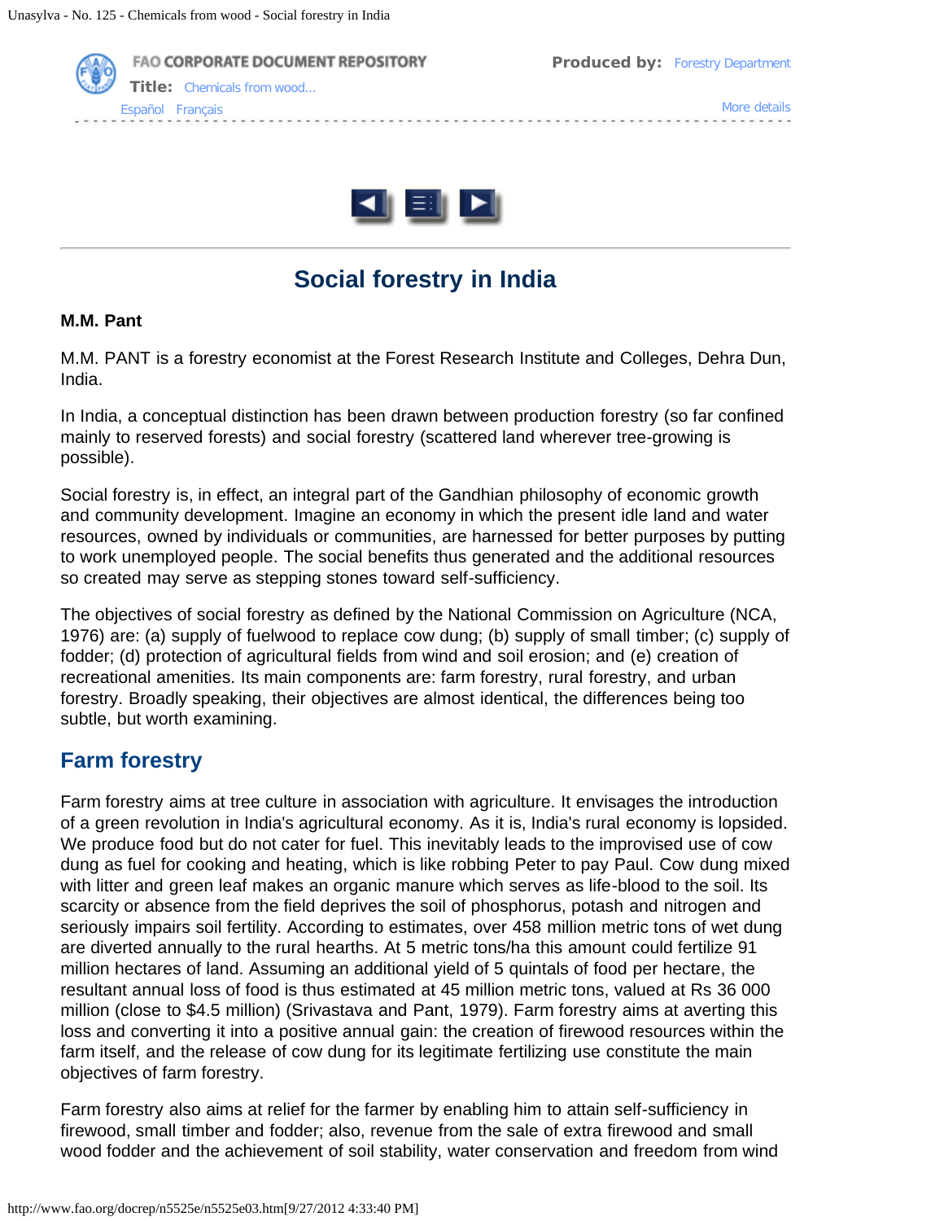# Social forestry in India

**M.M. Pant**

M.M. PANT is a forestry economist at the Forest Research Institute and Colleges, Dehra Dun, India.

In India, a conceptual distinction has been drawn between production forestry (so far confined mainly to reserved forests) and social forestry (scattered land wherever tree-growing is possible).

Social forestry is, in effect, an integral part of the Gandhian philosophy of economic growth and community development. Imagine an economy in which the present idle land and water resources, owned by individuals or communities, are harnessed for better purposes by putting to work unemployed people. The social benefits thus generated and the additional resources so created may serve as stepping stones toward self-sufficiency.

The objectives of social forestry as defined by the National Commission on Agriculture (NCA, 1976) are: (a) supply of fuelwood to replace cow dung; (b) supply of small timber; (c) supply of fodder; (d) protection of agricultural fields from wind and soil erosion; and (e) creation of recreational amenities. Its main components are: farm forestry, rural forestry, and urban forestry. Broadly speaking, their objectives are almost identical, the differences being too subtle, but worth examining.

## Farm forestry

Farm forestry aims at tree culture in association with agriculture. It envisages the introduction of a green revolution in India's agricultural economy. As it is, India's rural economy is lopsided. We produce food but do not cater for fuel. This inevitably leads to the improvised use of cow dung as fuel for cooking and heating, which is like robbing Peter to pay Paul. Cow dung mixed with litter and green leaf makes an organic manure which serves as life-blood to the soil. Its scarcity or absence from the field deprives the soil of phosphorus, potash and nitrogen and seriously impairs soil fertility. According to estimates, over 458 million metric tons of wet dung are diverted annually to the rural hearths. At 5 metric tons/ha this amount could fertilize 91 million hectares of land. Assuming an additional yield of 5 quintals of food per hectare, the resultant annual loss of food is thus estimated at 45 million metric tons, valued at Rs 36 000 million (close to $4.5 million) (Srivastava and Pant, 1979). Farm forestry aims at averting this loss and converting it into a positive annual gain: the creation of firewood resources within the farm itself, and the release of cow dung for its legitimate fertilizing use constitute the main objectives of farm forestry.

Farm forestry also aims at relief for the farmer by enabling him to attain self-sufficiency in firewood, small timber and fodder; also, revenue from the sale of extra firewood and small wood fodder and the achievement of soil stability, water conservation and freedom from wind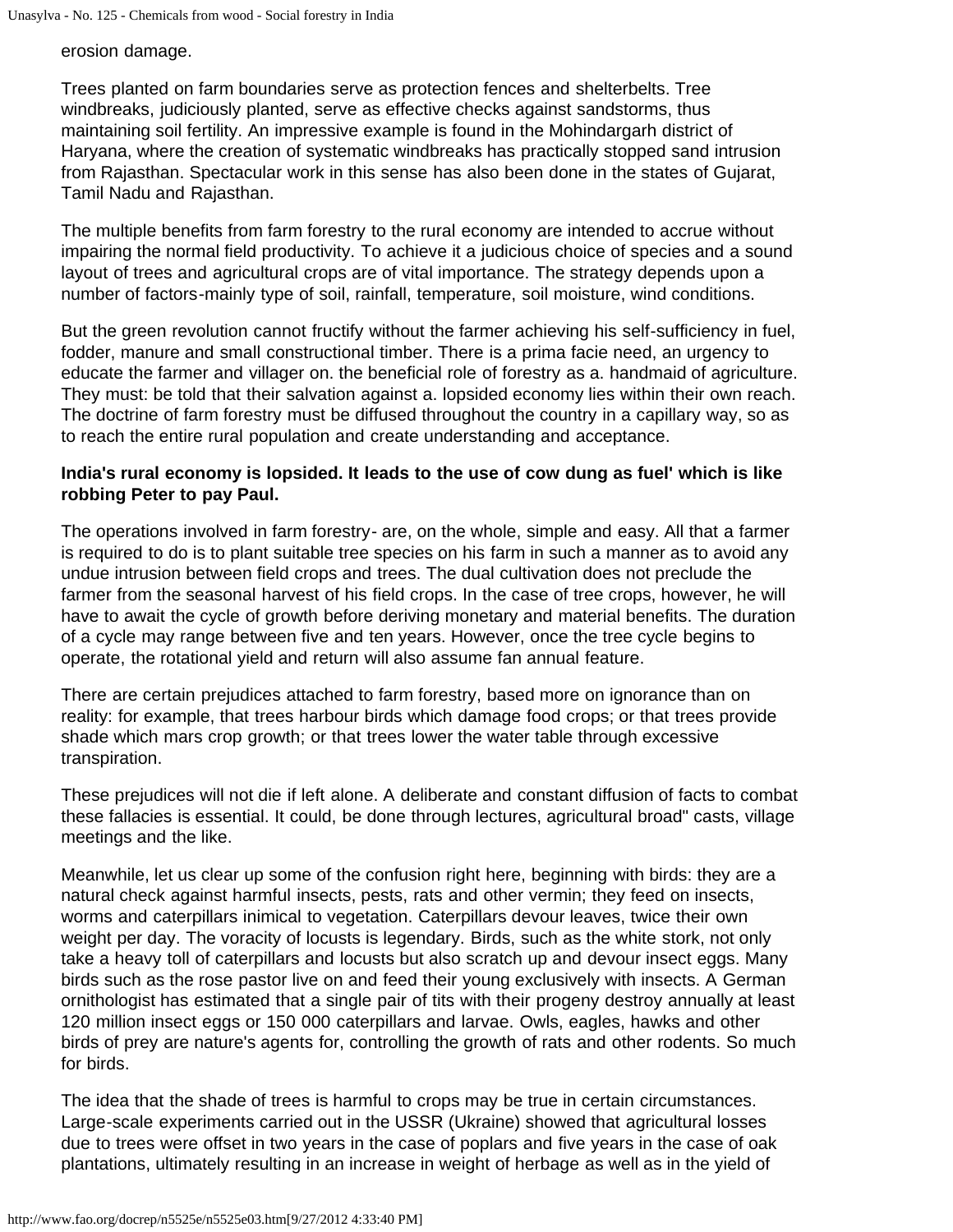erosion damage.

Trees planted on farm boundaries serve as protection fences and shelterbelts. Tree windbreaks, judiciously planted, serve as effective checks against sandstorms, thus maintaining soil fertility. An impressive example is found in the Mohindargarh district of Haryana, where the creation of systematic windbreaks has practically stopped sand intrusion from Rajasthan. Spectacular work in this sense has also been done in the states of Gujarat, Tamil Nadu and Rajasthan.

The multiple benefits from farm forestry to the rural economy are intended to accrue without impairing the normal field productivity. To achieve it a judicious choice of species and a sound layout of trees and agricultural crops are of vital importance. The strategy depends upon a number of factors-mainly type of soil, rainfall, temperature, soil moisture, wind conditions.

But the green revolution cannot fructify without the farmer achieving his self-sufficiency in fuel, fodder, manure and small constructional timber. There is a prima facie need, an urgency to educate the farmer and villager on. the beneficial role of forestry as a. handmaid of agriculture. They must: be told that their salvation against a. lopsided economy lies within their own reach. The doctrine of farm forestry must be diffused throughout the country in a capillary way, so as to reach the entire rural population and create understanding and acceptance.

**India's rural economy is lopsided. It leads to the use of cow dung as fuel' which is like robbing Peter to pay Paul.**

The operations involved in farm forestry- are, on the whole, simple and easy. All that a farmer is required to do is to plant suitable tree species on his farm in such a manner as to avoid any undue intrusion between field crops and trees. The dual cultivation does not preclude the farmer from the seasonal harvest of his field crops. In the case of tree crops, however, he will have to await the cycle of growth before deriving monetary and material benefits. The duration of a cycle may range between five and ten years. However, once the tree cycle begins to operate, the rotational yield and return will also assume fan annual feature.

There are certain prejudices attached to farm forestry, based more on ignorance than on reality: for example, that trees harbour birds which damage food crops; or that trees provide shade which mars crop growth; or that trees lower the water table through excessive transpiration.

These prejudices will not die if left alone. A deliberate and constant diffusion of facts to combat these fallacies is essential. It could, be done through lectures, agricultural broad" casts, village meetings and the like.

Meanwhile, let us clear up some of the confusion right here, beginning with birds: they are a natural check against harmful insects, pests, rats and other vermin; they feed on insects, worms and caterpillars inimical to vegetation. Caterpillars devour leaves, twice their own weight per day. The voracity of locusts is legendary. Birds, such as the white stork, not only take a heavy toll of caterpillars and locusts but also scratch up and devour insect eggs. Many birds such as the rose pastor live on and feed their young exclusively with insects. A German ornithologist has estimated that a single pair of tits with their progeny destroy annually at least 120 million insect eggs or 150 000 caterpillars and larvae. Owls, eagles, hawks and other birds of prey are nature's agents for, controlling the growth of rats and other rodents. So much for birds.

The idea that the shade of trees is harmful to crops may be true in certain circumstances. Large-scale experiments carried out in the USSR (Ukraine) showed that agricultural losses due to trees were offset in two years in the case of poplars and five years in the case of oak plantations, ultimately resulting in an increase in weight of herbage as well as in the yield of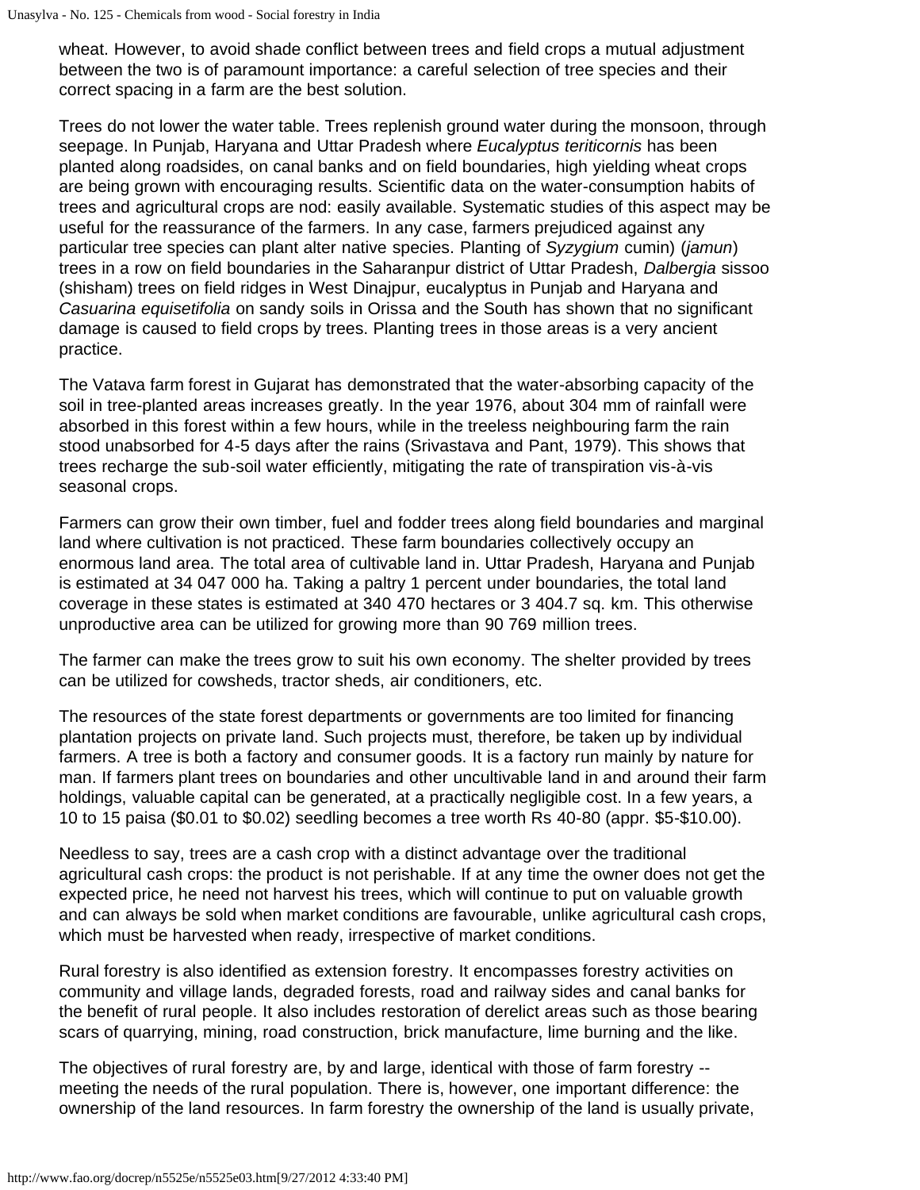wheat. However, to avoid shade conflict between trees and field crops a mutual adjustment between the two is of paramount importance: a careful selection of tree species and their correct spacing in a farm are the best solution.

Trees do not lower the water table. Trees replenish ground water during the monsoon, through seepage. In Punjab, Haryana and Uttar Pradesh where *Eucalyptus teriticornis* has been planted along roadsides, on canal banks and on field boundaries, high yielding wheat crops are being grown with encouraging results. Scientific data on the water-consumption habits of trees and agricultural crops are nod: easily available. Systematic studies of this aspect may be useful for the reassurance of the farmers. In any case, farmers prejudiced against any particular tree species can plant alter native species. Planting of *Syzygium* cumin) (*jamun*) trees in a row on field boundaries in the Saharanpur district of Uttar Pradesh, *Dalbergia* sissoo (shisham) trees on field ridges in West Dinajpur, eucalyptus in Punjab and Haryana and *Casuarina equisetifolia* on sandy soils in Orissa and the South has shown that no significant damage is caused to field crops by trees. Planting trees in those areas is a very ancient practice.

The Vatava farm forest in Gujarat has demonstrated that the water-absorbing capacity of the soil in tree-planted areas increases greatly. In the year 1976, about 304 mm of rainfall were absorbed in this forest within a few hours, while in the treeless neighbouring farm the rain stood unabsorbed for 4-5 days after the rains (Srivastava and Pant, 1979). This shows that trees recharge the sub-soil water efficiently, mitigating the rate of transpiration vis-à-vis seasonal crops.

Farmers can grow their own timber, fuel and fodder trees along field boundaries and marginal land where cultivation is not practiced. These farm boundaries collectively occupy an enormous land area. The total area of cultivable land in. Uttar Pradesh, Haryana and Punjab is estimated at 34 047 000 ha. Taking a paltry 1 percent under boundaries, the total land coverage in these states is estimated at 340 470 hectares or 3 404.7 sq. km. This otherwise unproductive area can be utilized for growing more than 90 769 million trees.

The farmer can make the trees grow to suit his own economy. The shelter provided by trees can be utilized for cowsheds, tractor sheds, air conditioners, etc.

The resources of the state forest departments or governments are too limited for financing plantation projects on private land. Such projects must, therefore, be taken up by individual farmers. A tree is both a factory and consumer goods. It is a factory run mainly by nature for man. If farmers plant trees on boundaries and other uncultivable land in and around their farm holdings, valuable capital can be generated, at a practically negligible cost. In a few years, a 10 to 15 paisa ($0.01 to $0.02) seedling becomes a tree worth Rs 40-80 (appr. $5-$10.00).

Needless to say, trees are a cash crop with a distinct advantage over the traditional agricultural cash crops: the product is not perishable. If at any time the owner does not get the expected price, he need not harvest his trees, which will continue to put on valuable growth and can always be sold when market conditions are favourable, unlike agricultural cash crops, which must be harvested when ready, irrespective of market conditions.

Rural forestry is also identified as extension forestry. It encompasses forestry activities on community and village lands, degraded forests, road and railway sides and canal banks for the benefit of rural people. It also includes restoration of derelict areas such as those bearing scars of quarrying, mining, road construction, brick manufacture, lime burning and the like.

The objectives of rural forestry are, by and large, identical with those of farm forestry -- meeting the needs of the rural population. There is, however, one important difference: the ownership of the land resources. In farm forestry the ownership of the land is usually private,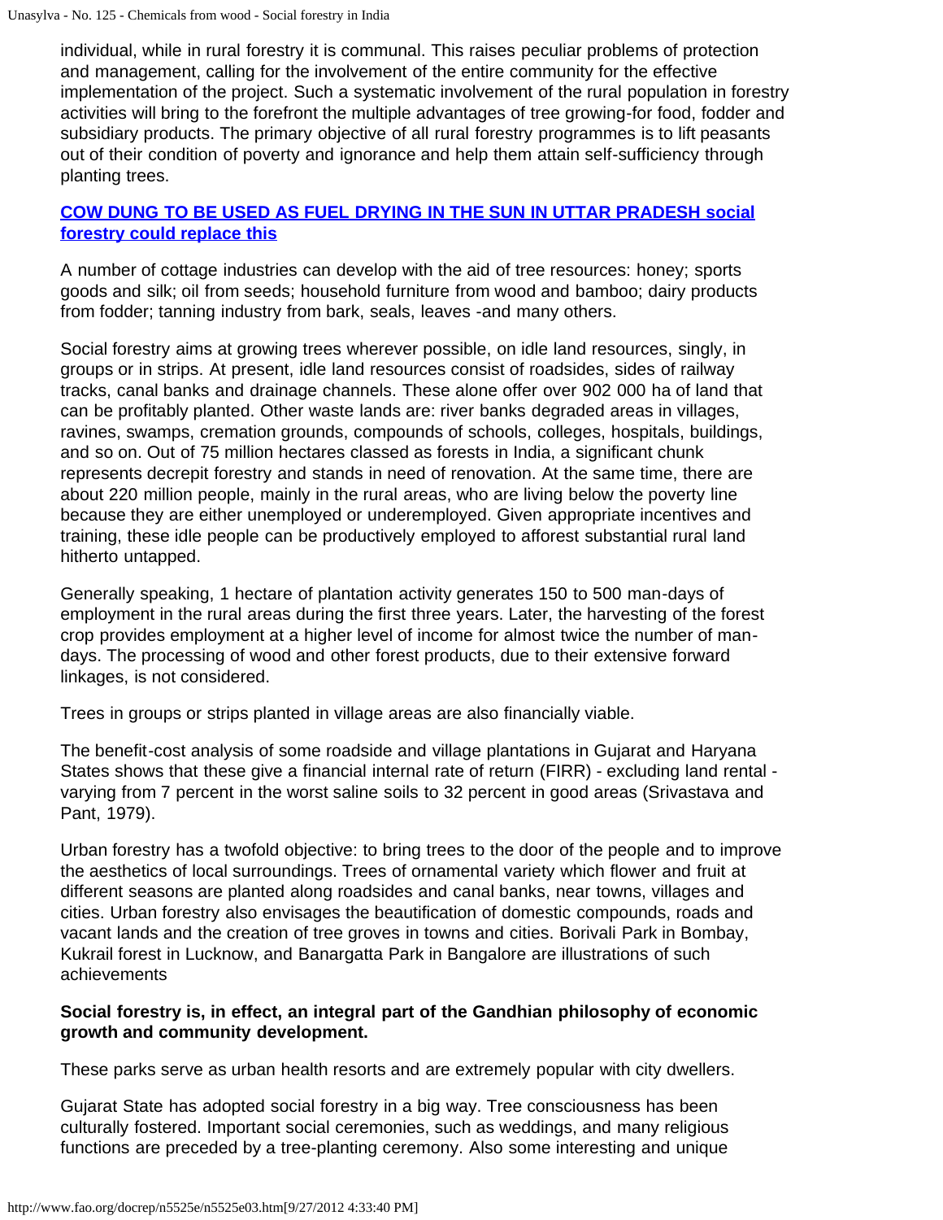individual, while in rural forestry it is communal. This raises peculiar problems of protection and management, calling for the involvement of the entire community for the effective implementation of the project. Such a systematic involvement of the rural population in forestry activities will bring to the forefront the multiple advantages of tree growing-for food, fodder and subsidiary products. The primary objective of all rural forestry programmes is to lift peasants out of their condition of poverty and ignorance and help them attain self-sufficiency through planting trees.

**COW DUNG TO BE USED AS FUEL DRYING IN THE SUN IN UTTAR PRADESH social forestry could replace this**

A number of cottage industries can develop with the aid of tree resources: honey; sports goods and silk; oil from seeds; household furniture from wood and bamboo; dairy products from fodder; tanning industry from bark, seals, leaves -and many others.

Social forestry aims at growing trees wherever possible, on idle land resources, singly, in groups or in strips. At present, idle land resources consist of roadsides, sides of railway tracks, canal banks and drainage channels. These alone offer over 902 000 ha of land that can be profitably planted. Other waste lands are: river banks degraded areas in villages, ravines, swamps, cremation grounds, compounds of schools, colleges, hospitals, buildings, and so on. Out of 75 million hectares classed as forests in India, a significant chunk represents decrepit forestry and stands in need of renovation. At the same time, there are about 220 million people, mainly in the rural areas, who are living below the poverty line because they are either unemployed or underemployed. Given appropriate incentives and training, these idle people can be productively employed to afforest substantial rural land hitherto untapped.

Generally speaking, 1 hectare of plantation activity generates 150 to 500 man-days of employment in the rural areas during the first three years. Later, the harvesting of the forest crop provides employment at a higher level of income for almost twice the number of man-days. The processing of wood and other forest products, due to their extensive forward linkages, is not considered.

Trees in groups or strips planted in village areas are also financially viable.

The benefit-cost analysis of some roadside and village plantations in Gujarat and Haryana States shows that these give a financial internal rate of return (FIRR) - excluding land rental - varying from 7 percent in the worst saline soils to 32 percent in good areas (Srivastava and Pant, 1979).

Urban forestry has a twofold objective: to bring trees to the door of the people and to improve the aesthetics of local surroundings. Trees of ornamental variety which flower and fruit at different seasons are planted along roadsides and canal banks, near towns, villages and cities. Urban forestry also envisages the beautification of domestic compounds, roads and vacant lands and the creation of tree groves in towns and cities. Borivali Park in Bombay, Kukrail forest in Lucknow, and Banargatta Park in Bangalore are illustrations of such achievements

**Social forestry is, in effect, an integral part of the Gandhian philosophy of economic growth and community development.**

These parks serve as urban health resorts and are extremely popular with city dwellers.

Gujarat State has adopted social forestry in a big way. Tree consciousness has been culturally fostered. Important social ceremonies, such as weddings, and many religious functions are preceded by a tree-planting ceremony. Also some interesting and unique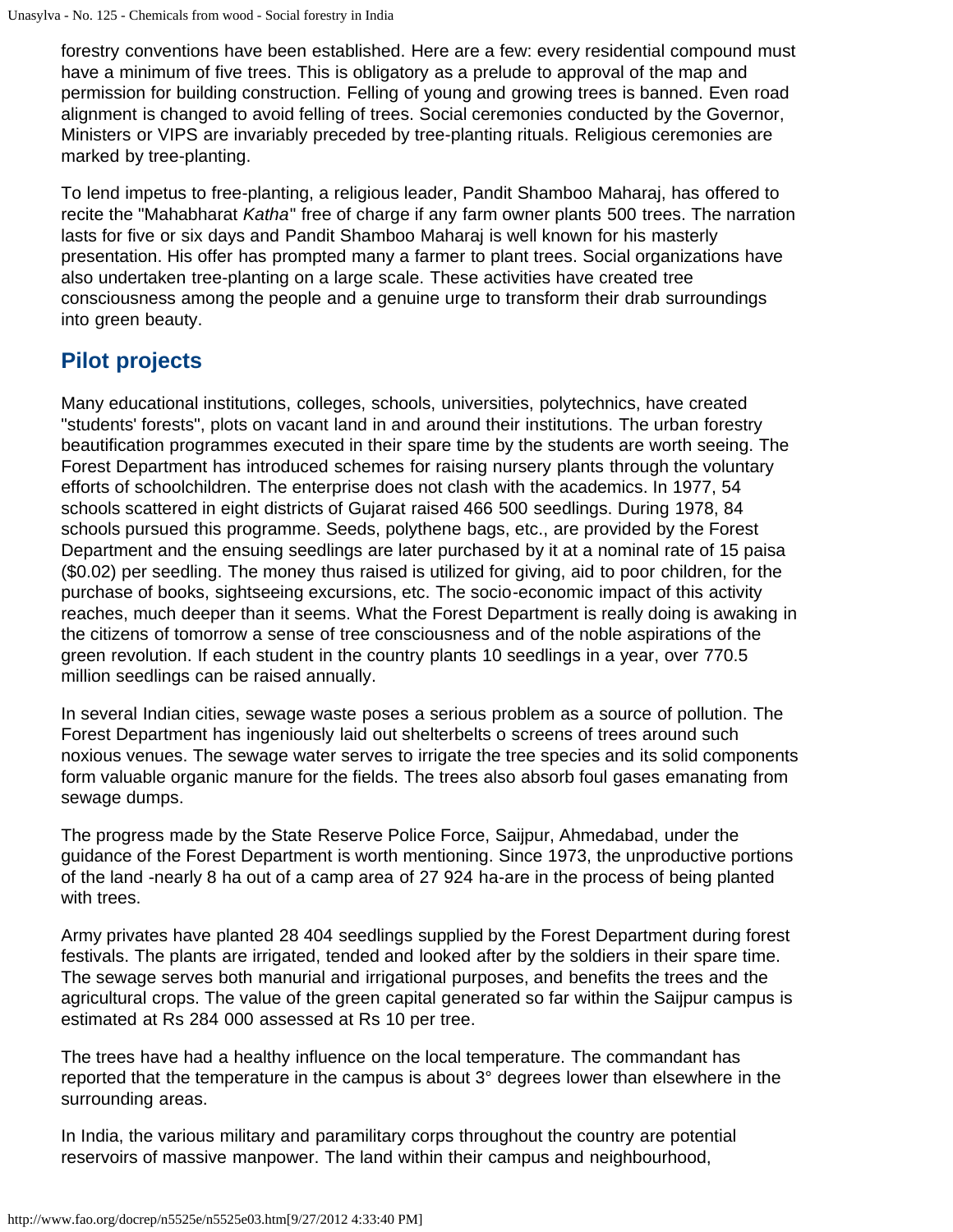forestry conventions have been established. Here are a few: every residential compound must have a minimum of five trees. This is obligatory as a prelude to approval of the map and permission for building construction. Felling of young and growing trees is banned. Even road alignment is changed to avoid felling of trees. Social ceremonies conducted by the Governor, Ministers or VIPS are invariably preceded by tree-planting rituals. Religious ceremonies are marked by tree-planting.

To lend impetus to free-planting, a religious leader, Pandit Shamboo Maharaj, has offered to recite the "Mahabharat *Katha*" free of charge if any farm owner plants 500 trees. The narration lasts for five or six days and Pandit Shamboo Maharaj is well known for his masterly presentation. His offer has prompted many a farmer to plant trees. Social organizations have also undertaken tree-planting on a large scale. These activities have created tree consciousness among the people and a genuine urge to transform their drab surroundings into green beauty.

## Pilot projects

Many educational institutions, colleges, schools, universities, polytechnics, have created "students' forests", plots on vacant land in and around their institutions. The urban forestry beautification programmes executed in their spare time by the students are worth seeing. The Forest Department has introduced schemes for raising nursery plants through the voluntary efforts of schoolchildren. The enterprise does not clash with the academics. In 1977, 54 schools scattered in eight districts of Gujarat raised 466 500 seedlings. During 1978, 84 schools pursued this programme. Seeds, polythene bags, etc., are provided by the Forest Department and the ensuing seedlings are later purchased by it at a nominal rate of 15 paisa ($0.02) per seedling. The money thus raised is utilized for giving, aid to poor children, for the purchase of books, sightseeing excursions, etc. The socio-economic impact of this activity reaches, much deeper than it seems. What the Forest Department is really doing is awaking in the citizens of tomorrow a sense of tree consciousness and of the noble aspirations of the green revolution. If each student in the country plants 10 seedlings in a year, over 770.5 million seedlings can be raised annually.

In several Indian cities, sewage waste poses a serious problem as a source of pollution. The Forest Department has ingeniously laid out shelterbelts o screens of trees around such noxious venues. The sewage water serves to irrigate the tree species and its solid components form valuable organic manure for the fields. The trees also absorb foul gases emanating from sewage dumps.

The progress made by the State Reserve Police Force, Saijpur, Ahmedabad, under the guidance of the Forest Department is worth mentioning. Since 1973, the unproductive portions of the land -nearly 8 ha out of a camp area of 27 924 ha-are in the process of being planted with trees.

Army privates have planted 28 404 seedlings supplied by the Forest Department during forest festivals. The plants are irrigated, tended and looked after by the soldiers in their spare time. The sewage serves both manurial and irrigational purposes, and benefits the trees and the agricultural crops. The value of the green capital generated so far within the Saijpur campus is estimated at Rs 284 000 assessed at Rs 10 per tree.

The trees have had a healthy influence on the local temperature. The commandant has reported that the temperature in the campus is about 3° degrees lower than elsewhere in the surrounding areas.

In India, the various military and paramilitary corps throughout the country are potential reservoirs of massive manpower. The land within their campus and neighbourhood,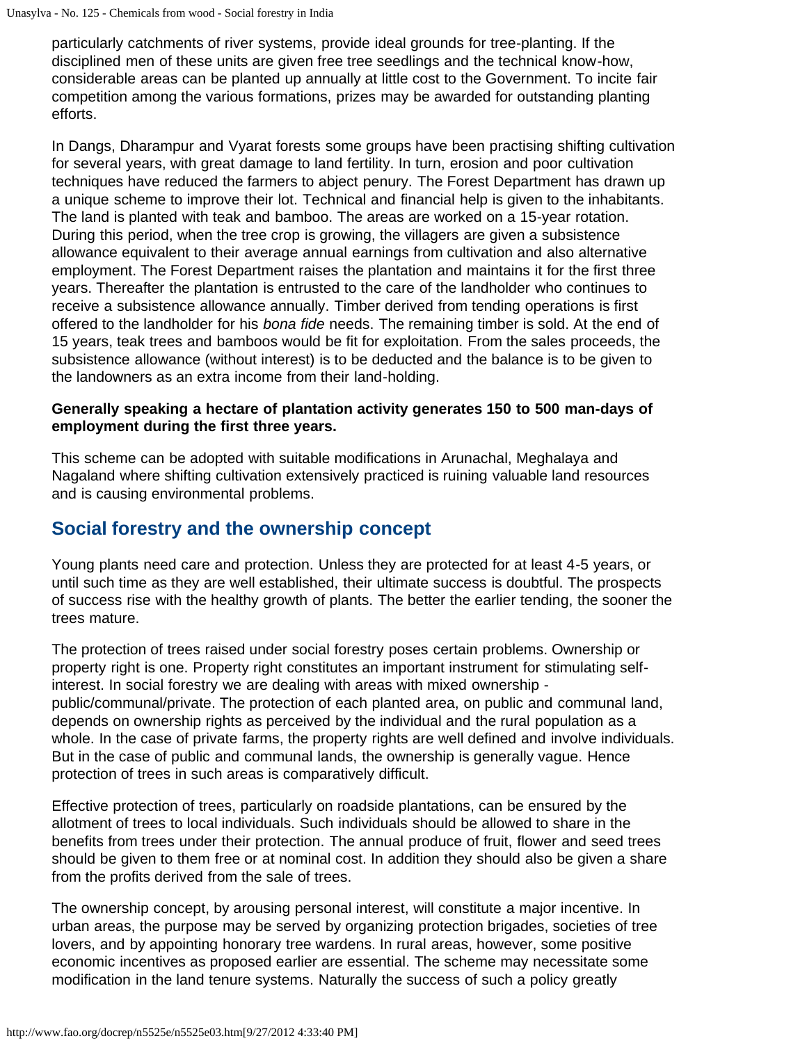particularly catchments of river systems, provide ideal grounds for tree-planting. If the disciplined men of these units are given free tree seedlings and the technical know-how, considerable areas can be planted up annually at little cost to the Government. To incite fair competition among the various formations, prizes may be awarded for outstanding planting efforts.

In Dangs, Dharampur and Vyarat forests some groups have been practising shifting cultivation for several years, with great damage to land fertility. In turn, erosion and poor cultivation techniques have reduced the farmers to abject penury. The Forest Department has drawn up a unique scheme to improve their lot. Technical and financial help is given to the inhabitants. The land is planted with teak and bamboo. The areas are worked on a 15-year rotation. During this period, when the tree crop is growing, the villagers are given a subsistence allowance equivalent to their average annual earnings from cultivation and also alternative employment. The Forest Department raises the plantation and maintains it for the first three years. Thereafter the plantation is entrusted to the care of the landholder who continues to receive a subsistence allowance annually. Timber derived from tending operations is first offered to the landholder for his *bona fide* needs. The remaining timber is sold. At the end of 15 years, teak trees and bamboos would be fit for exploitation. From the sales proceeds, the subsistence allowance (without interest) is to be deducted and the balance is to be given to the landowners as an extra income from their land-holding.

**Generally speaking a hectare of plantation activity generates 150 to 500 man-days of employment during the first three years.**

This scheme can be adopted with suitable modifications in Arunachal, Meghalaya and Nagaland where shifting cultivation extensively practiced is ruining valuable land resources and is causing environmental problems.

## Social forestry and the ownership concept

Young plants need care and protection. Unless they are protected for at least 4-5 years, or until such time as they are well established, their ultimate success is doubtful. The prospects of success rise with the healthy growth of plants. The better the earlier tending, the sooner the trees mature.

The protection of trees raised under social forestry poses certain problems. Ownership or property right is one. Property right constitutes an important instrument for stimulating self-interest. In social forestry we are dealing with areas with mixed ownership - public/communal/private. The protection of each planted area, on public and communal land, depends on ownership rights as perceived by the individual and the rural population as a whole. In the case of private farms, the property rights are well defined and involve individuals. But in the case of public and communal lands, the ownership is generally vague. Hence protection of trees in such areas is comparatively difficult.

Effective protection of trees, particularly on roadside plantations, can be ensured by the allotment of trees to local individuals. Such individuals should be allowed to share in the benefits from trees under their protection. The annual produce of fruit, flower and seed trees should be given to them free or at nominal cost. In addition they should also be given a share from the profits derived from the sale of trees.

The ownership concept, by arousing personal interest, will constitute a major incentive. In urban areas, the purpose may be served by organizing protection brigades, societies of tree lovers, and by appointing honorary tree wardens. In rural areas, however, some positive economic incentives as proposed earlier are essential. The scheme may necessitate some modification in the land tenure systems. Naturally the success of such a policy greatly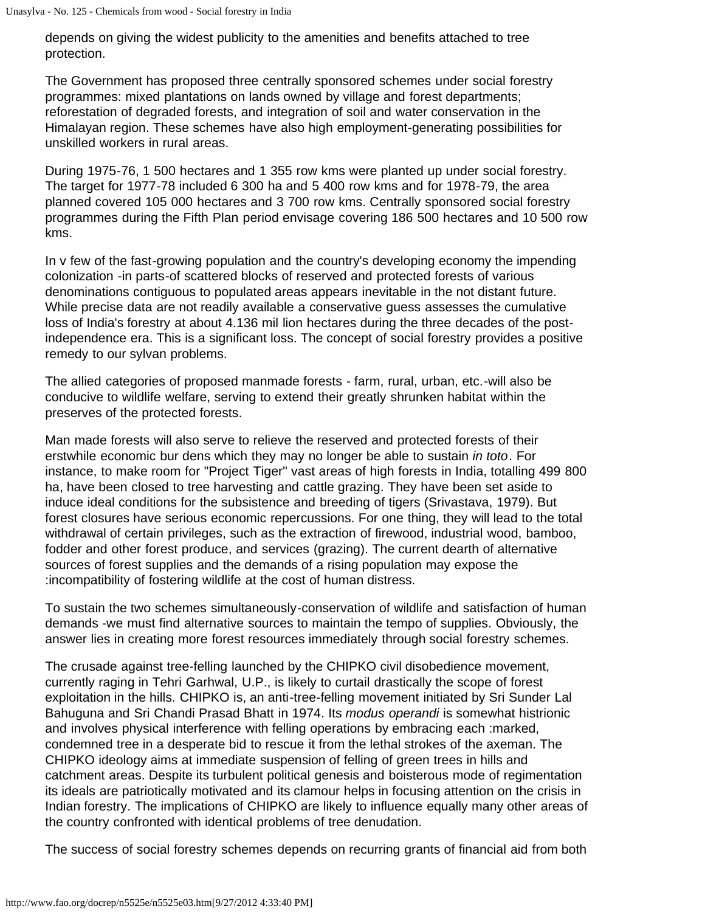depends on giving the widest publicity to the amenities and benefits attached to tree protection.

The Government has proposed three centrally sponsored schemes under social forestry programmes: mixed plantations on lands owned by village and forest departments; reforestation of degraded forests, and integration of soil and water conservation in the Himalayan region. These schemes have also high employment-generating possibilities for unskilled workers in rural areas.

During 1975-76, 1 500 hectares and 1 355 row kms were planted up under social forestry. The target for 1977-78 included 6 300 ha and 5 400 row kms and for 1978-79, the area planned covered 105 000 hectares and 3 700 row kms. Centrally sponsored social forestry programmes during the Fifth Plan period envisage covering 186 500 hectares and 10 500 row kms.

In v few of the fast-growing population and the country's developing economy the impending colonization -in parts-of scattered blocks of reserved and protected forests of various denominations contiguous to populated areas appears inevitable in the not distant future. While precise data are not readily available a conservative guess assesses the cumulative loss of India's forestry at about 4.136 mil lion hectares during the three decades of the post-independence era. This is a significant loss. The concept of social forestry provides a positive remedy to our sylvan problems.

The allied categories of proposed manmade forests - farm, rural, urban, etc.-will also be conducive to wildlife welfare, serving to extend their greatly shrunken habitat within the preserves of the protected forests.

Man made forests will also serve to relieve the reserved and protected forests of their erstwhile economic bur dens which they may no longer be able to sustain *in toto*. For instance, to make room for "Project Tiger" vast areas of high forests in India, totalling 499 800 ha, have been closed to tree harvesting and cattle grazing. They have been set aside to induce ideal conditions for the subsistence and breeding of tigers (Srivastava, 1979). But forest closures have serious economic repercussions. For one thing, they will lead to the total withdrawal of certain privileges, such as the extraction of firewood, industrial wood, bamboo, fodder and other forest produce, and services (grazing). The current dearth of alternative sources of forest supplies and the demands of a rising population may expose the :incompatibility of fostering wildlife at the cost of human distress.

To sustain the two schemes simultaneously-conservation of wildlife and satisfaction of human demands -we must find alternative sources to maintain the tempo of supplies. Obviously, the answer lies in creating more forest resources immediately through social forestry schemes.

The crusade against tree-felling launched by the CHIPKO civil disobedience movement, currently raging in Tehri Garhwal, U.P., is likely to curtail drastically the scope of forest exploitation in the hills. CHIPKO is, an anti-tree-felling movement initiated by Sri Sunder Lal Bahuguna and Sri Chandi Prasad Bhatt in 1974. Its *modus operandi* is somewhat histrionic and involves physical interference with felling operations by embracing each :marked, condemned tree in a desperate bid to rescue it from the lethal strokes of the axeman. The CHIPKO ideology aims at immediate suspension of felling of green trees in hills and catchment areas. Despite its turbulent political genesis and boisterous mode of regimentation its ideals are patriotically motivated and its clamour helps in focusing attention on the crisis in Indian forestry. The implications of CHIPKO are likely to influence equally many other areas of the country confronted with identical problems of tree denudation.

The success of social forestry schemes depends on recurring grants of financial aid from both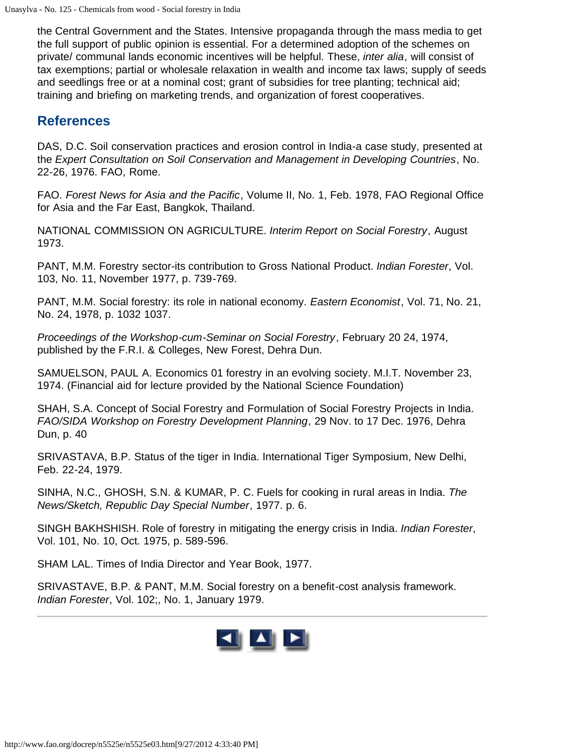the Central Government and the States. Intensive propaganda through the mass media to get the full support of public opinion is essential. For a determined adoption of the schemes on private/ communal lands economic incentives will be helpful. These, *inter alia*, will consist of tax exemptions; partial or wholesale relaxation in wealth and income tax laws; supply of seeds and seedlings free or at a nominal cost; grant of subsidies for tree planting; technical aid; training and briefing on marketing trends, and organization of forest cooperatives.

## References

DAS, D.C. Soil conservation practices and erosion control in India-a case study, presented at the *Expert Consultation on Soil Conservation and Management in Developing Countries*, No. 22-26, 1976. FAO, Rome.

FAO. *Forest News for Asia and the Pacific*, Volume II, No. 1, Feb. 1978, FAO Regional Office for Asia and the Far East, Bangkok, Thailand.

NATIONAL COMMISSION ON AGRICULTURE. *Interim Report on Social Forestry*, August 1973.

PANT, M.M. Forestry sector-its contribution to Gross National Product. *Indian Forester*, Vol. 103, No. 11, November 1977, p. 739-769.

PANT, M.M. Social forestry: its role in national economy. *Eastern Economist*, Vol. 71, No. 21, No. 24, 1978, p. 1032 1037.

*Proceedings of the Workshop-cum-Seminar on Social Forestry*, February 20 24, 1974, published by the F.R.I. & Colleges, New Forest, Dehra Dun.

SAMUELSON, PAUL A. Economics 01 forestry in an evolving society. M.I.T. November 23, 1974. (Financial aid for lecture provided by the National Science Foundation)

SHAH, S.A. Concept of Social Forestry and Formulation of Social Forestry Projects in India. *FAO/SIDA Workshop on Forestry Development Planning*, 29 Nov. to 17 Dec. 1976, Dehra Dun, p. 40

SRIVASTAVA, B.P. Status of the tiger in India. International Tiger Symposium, New Delhi, Feb. 22-24, 1979.

SINHA, N.C., GHOSH, S.N. & KUMAR, P. C. Fuels for cooking in rural areas in India. *The News/Sketch, Republic Day Special Number*, 1977. p. 6.

SINGH BAKHSHISH. Role of forestry in mitigating the energy crisis in India. *Indian Forester*, Vol. 101, No. 10, Oct. 1975, p. 589-596.

SHAM LAL. Times of India Director and Year Book, 1977.

SRIVASTAVE, B.P. & PANT, M.M. Social forestry on a benefit-cost analysis framework. *Indian Forester*, Vol. 102;, No. 1, January 1979.